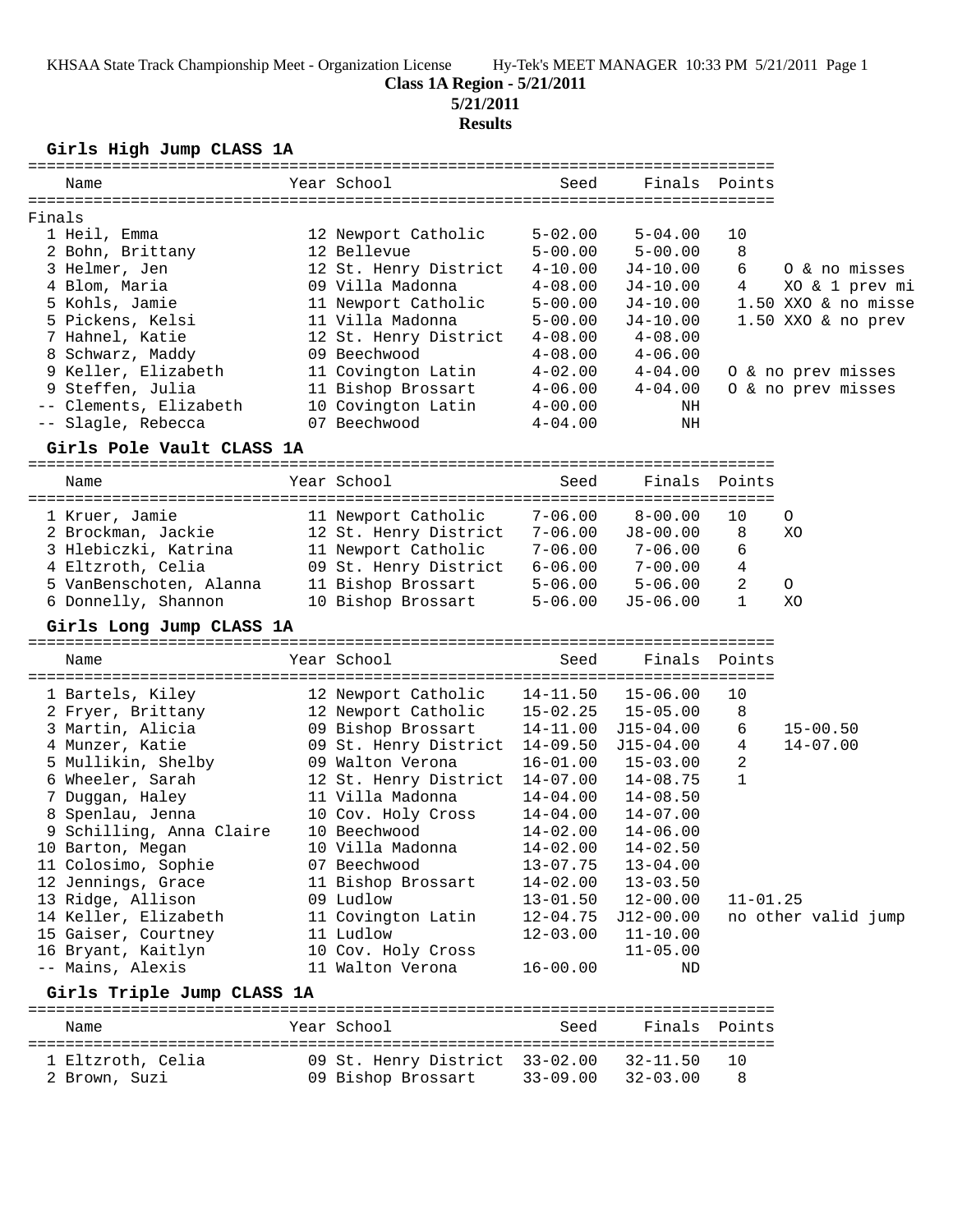**Class 1A Region - 5/21/2011**

**5/21/2011**

**Results**

## Girls High Jump CLASS 1A

Finals

| Place | Name | Year | School | Seed | Finals | Points | |
|---|---|---|---|---|---|---|---|
| 1 | Heil, Emma | 12 | Newport Catholic | 5-02.00 | 5-04.00 | 10 | |
| 2 | Bohn, Brittany | 12 | Bellevue | 5-00.00 | 5-00.00 | 8 | |
| 3 | Helmer, Jen | 12 | St. Henry District | 4-10.00 | J4-10.00 | 6 | O & no misses |
| 4 | Blom, Maria | 09 | Villa Madonna | 4-08.00 | J4-10.00 | 4 | XO & 1 prev mi |
| 5 | Kohls, Jamie | 11 | Newport Catholic | 5-00.00 | J4-10.00 | 1.50 | XXO & no misse |
| 5 | Pickens, Kelsi | 11 | Villa Madonna | 5-00.00 | J4-10.00 | 1.50 | XXO & no prev |
| 7 | Hahnel, Katie | 12 | St. Henry District | 4-08.00 | 4-08.00 | | |
| 8 | Schwarz, Maddy | 09 | Beechwood | 4-08.00 | 4-06.00 | | |
| 9 | Keller, Elizabeth | 11 | Covington Latin | 4-02.00 | 4-04.00 | | O & no prev misses |
| 9 | Steffen, Julia | 11 | Bishop Brossart | 4-06.00 | 4-04.00 | | O & no prev misses |
| -- | Clements, Elizabeth | 10 | Covington Latin | 4-00.00 | NH | | |
| -- | Slagle, Rebecca | 07 | Beechwood | 4-04.00 | NH | | |

## Girls Pole Vault CLASS 1A

| Place | Name | Year | School | Seed | Finals | Points | |
|---|---|---|---|---|---|---|---|
| 1 | Kruer, Jamie | 11 | Newport Catholic | 7-06.00 | 8-00.00 | 10 | O |
| 2 | Brockman, Jackie | 12 | St. Henry District | 7-06.00 | J8-00.00 | 8 | XO |
| 3 | Hlebiczki, Katrina | 11 | Newport Catholic | 7-06.00 | 7-06.00 | 6 | |
| 4 | Eltzroth, Celia | 09 | St. Henry District | 6-06.00 | 7-00.00 | 4 | |
| 5 | VanBenschoten, Alanna | 11 | Bishop Brossart | 5-06.00 | 5-06.00 | 2 | O |
| 6 | Donnelly, Shannon | 10 | Bishop Brossart | 5-06.00 | J5-06.00 | 1 | XO |

## Girls Long Jump CLASS 1A

| Place | Name | Year | School | Seed | Finals | Points | |
|---|---|---|---|---|---|---|---|
| 1 | Bartels, Kiley | 12 | Newport Catholic | 14-11.50 | 15-06.00 | 10 | |
| 2 | Fryer, Brittany | 12 | Newport Catholic | 15-02.25 | 15-05.00 | 8 | |
| 3 | Martin, Alicia | 09 | Bishop Brossart | 14-11.00 | J15-04.00 | 6 | 15-00.50 |
| 4 | Munzer, Katie | 09 | St. Henry District | 14-09.50 | J15-04.00 | 4 | 14-07.00 |
| 5 | Mullikin, Shelby | 09 | Walton Verona | 16-01.00 | 15-03.00 | 2 | |
| 6 | Wheeler, Sarah | 12 | St. Henry District | 14-07.00 | 14-08.75 | 1 | |
| 7 | Duggan, Haley | 11 | Villa Madonna | 14-04.00 | 14-08.50 | | |
| 8 | Spenlau, Jenna | 10 | Cov. Holy Cross | 14-04.00 | 14-07.00 | | |
| 9 | Schilling, Anna Claire | 10 | Beechwood | 14-02.00 | 14-06.00 | | |
| 10 | Barton, Megan | 10 | Villa Madonna | 14-02.00 | 14-02.50 | | |
| 11 | Colosimo, Sophie | 07 | Beechwood | 13-07.75 | 13-04.00 | | |
| 12 | Jennings, Grace | 11 | Bishop Brossart | 14-02.00 | 13-03.50 | | |
| 13 | Ridge, Allison | 09 | Ludlow | 13-01.50 | 12-00.00 | | 11-01.25 |
| 14 | Keller, Elizabeth | 11 | Covington Latin | 12-04.75 | J12-00.00 | | no other valid jump |
| 15 | Gaiser, Courtney | 11 | Ludlow | 12-03.00 | 11-10.00 | | |
| 16 | Bryant, Kaitlyn | 10 | Cov. Holy Cross | | 11-05.00 | | |
| -- | Mains, Alexis | 11 | Walton Verona | 16-00.00 | ND | | |

## Girls Triple Jump CLASS 1A

| Place | Name | Year | School | Seed | Finals | Points |
|---|---|---|---|---|---|---|
| 1 | Eltzroth, Celia | 09 | St. Henry District | 33-02.00 | 32-11.50 | 10 |
| 2 | Brown, Suzi | 09 | Bishop Brossart | 33-09.00 | 32-03.00 | 8 |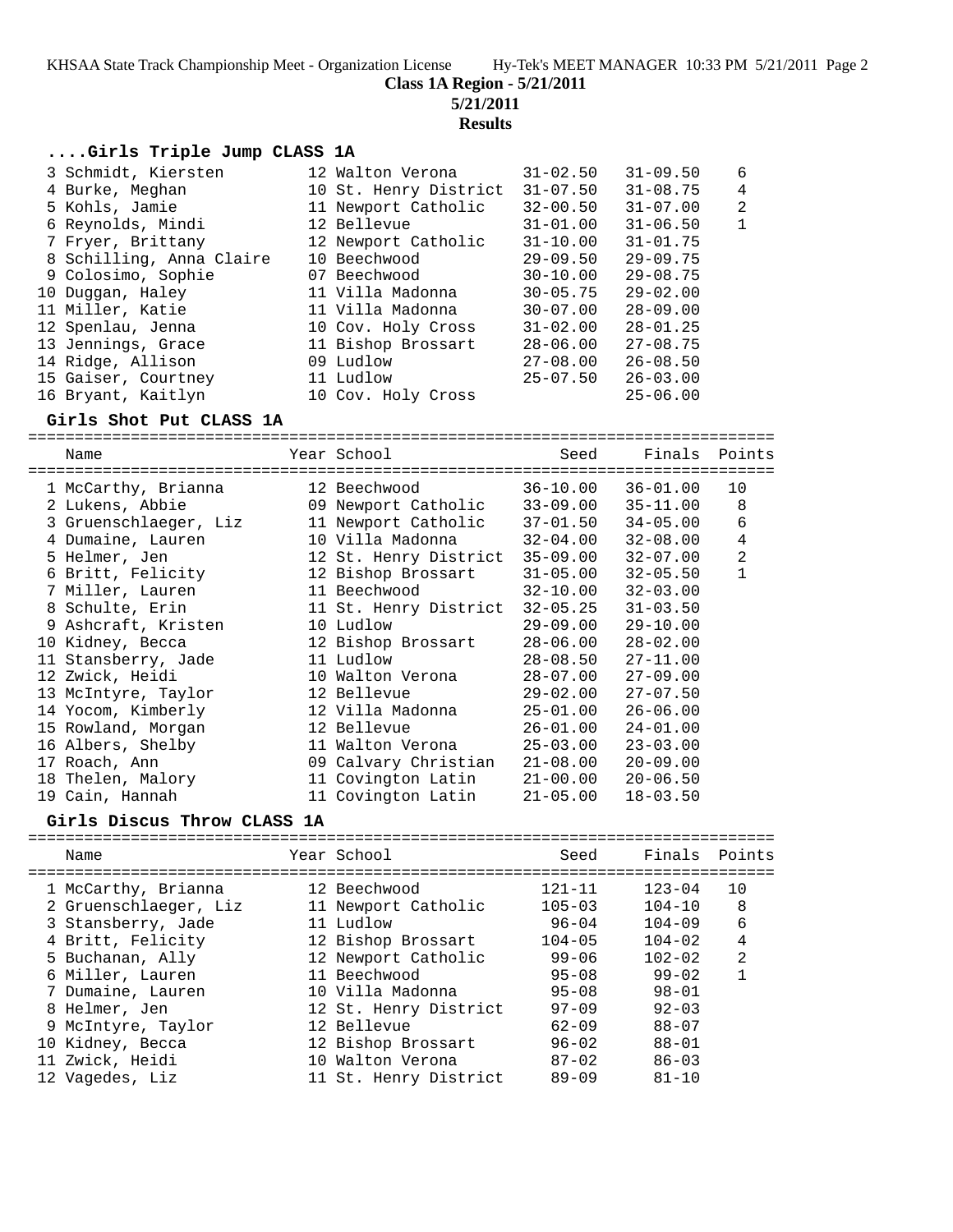**Class 1A Region - 5/21/2011**

**5/21/2011**

**Results**

### ....Girls Triple Jump CLASS 1A

| Name | Year | School | Seed | Finals | Points |
|---|---|---|---|---|---|
| 3 Schmidt, Kiersten | 12 | Walton Verona | 31-02.50 | 31-09.50 | 6 |
| 4 Burke, Meghan | 10 | St. Henry District | 31-07.50 | 31-08.75 | 4 |
| 5 Kohls, Jamie | 11 | Newport Catholic | 32-00.50 | 31-07.00 | 2 |
| 6 Reynolds, Mindi | 12 | Bellevue | 31-01.00 | 31-06.50 | 1 |
| 7 Fryer, Brittany | 12 | Newport Catholic | 31-10.00 | 31-01.75 | |
| 8 Schilling, Anna Claire | 10 | Beechwood | 29-09.50 | 29-09.75 | |
| 9 Colosimo, Sophie | 07 | Beechwood | 30-10.00 | 29-08.75 | |
| 10 Duggan, Haley | 11 | Villa Madonna | 30-05.75 | 29-02.00 | |
| 11 Miller, Katie | 11 | Villa Madonna | 30-07.00 | 28-09.00 | |
| 12 Spenlau, Jenna | 10 | Cov. Holy Cross | 31-02.00 | 28-01.25 | |
| 13 Jennings, Grace | 11 | Bishop Brossart | 28-06.00 | 27-08.75 | |
| 14 Ridge, Allison | 09 | Ludlow | 27-08.00 | 26-08.50 | |
| 15 Gaiser, Courtney | 11 | Ludlow | 25-07.50 | 26-03.00 | |
| 16 Bryant, Kaitlyn | 10 | Cov. Holy Cross | | 25-06.00 | |

### Girls Shot Put CLASS 1A

| Name | Year | School | Seed | Finals | Points |
|---|---|---|---|---|---|
| 1 McCarthy, Brianna | 12 | Beechwood | 36-10.00 | 36-01.00 | 10 |
| 2 Lukens, Abbie | 09 | Newport Catholic | 33-09.00 | 35-11.00 | 8 |
| 3 Gruenschlaeger, Liz | 11 | Newport Catholic | 37-01.50 | 34-05.00 | 6 |
| 4 Dumaine, Lauren | 10 | Villa Madonna | 32-04.00 | 32-08.00 | 4 |
| 5 Helmer, Jen | 12 | St. Henry District | 35-09.00 | 32-07.00 | 2 |
| 6 Britt, Felicity | 12 | Bishop Brossart | 31-05.00 | 32-05.50 | 1 |
| 7 Miller, Lauren | 11 | Beechwood | 32-10.00 | 32-03.00 | |
| 8 Schulte, Erin | 11 | St. Henry District | 32-05.25 | 31-03.50 | |
| 9 Ashcraft, Kristen | 10 | Ludlow | 29-09.00 | 29-10.00 | |
| 10 Kidney, Becca | 12 | Bishop Brossart | 28-06.00 | 28-02.00 | |
| 11 Stansberry, Jade | 11 | Ludlow | 28-08.50 | 27-11.00 | |
| 12 Zwick, Heidi | 10 | Walton Verona | 28-07.00 | 27-09.00 | |
| 13 McIntyre, Taylor | 12 | Bellevue | 29-02.00 | 27-07.50 | |
| 14 Yocom, Kimberly | 12 | Villa Madonna | 25-01.00 | 26-06.00 | |
| 15 Rowland, Morgan | 12 | Bellevue | 26-01.00 | 24-01.00 | |
| 16 Albers, Shelby | 11 | Walton Verona | 25-03.00 | 23-03.00 | |
| 17 Roach, Ann | 09 | Calvary Christian | 21-08.00 | 20-09.00 | |
| 18 Thelen, Malory | 11 | Covington Latin | 21-00.00 | 20-06.50 | |
| 19 Cain, Hannah | 11 | Covington Latin | 21-05.00 | 18-03.50 | |

### Girls Discus Throw CLASS 1A

| Name | Year | School | Seed | Finals | Points |
|---|---|---|---|---|---|
| 1 McCarthy, Brianna | 12 | Beechwood | 121-11 | 123-04 | 10 |
| 2 Gruenschlaeger, Liz | 11 | Newport Catholic | 105-03 | 104-10 | 8 |
| 3 Stansberry, Jade | 11 | Ludlow | 96-04 | 104-09 | 6 |
| 4 Britt, Felicity | 12 | Bishop Brossart | 104-05 | 104-02 | 4 |
| 5 Buchanan, Ally | 12 | Newport Catholic | 99-06 | 102-02 | 2 |
| 6 Miller, Lauren | 11 | Beechwood | 95-08 | 99-02 | 1 |
| 7 Dumaine, Lauren | 10 | Villa Madonna | 95-08 | 98-01 | |
| 8 Helmer, Jen | 12 | St. Henry District | 97-09 | 92-03 | |
| 9 McIntyre, Taylor | 12 | Bellevue | 62-09 | 88-07 | |
| 10 Kidney, Becca | 12 | Bishop Brossart | 96-02 | 88-01 | |
| 11 Zwick, Heidi | 10 | Walton Verona | 87-02 | 86-03 | |
| 12 Vagedes, Liz | 11 | St. Henry District | 89-09 | 81-10 | |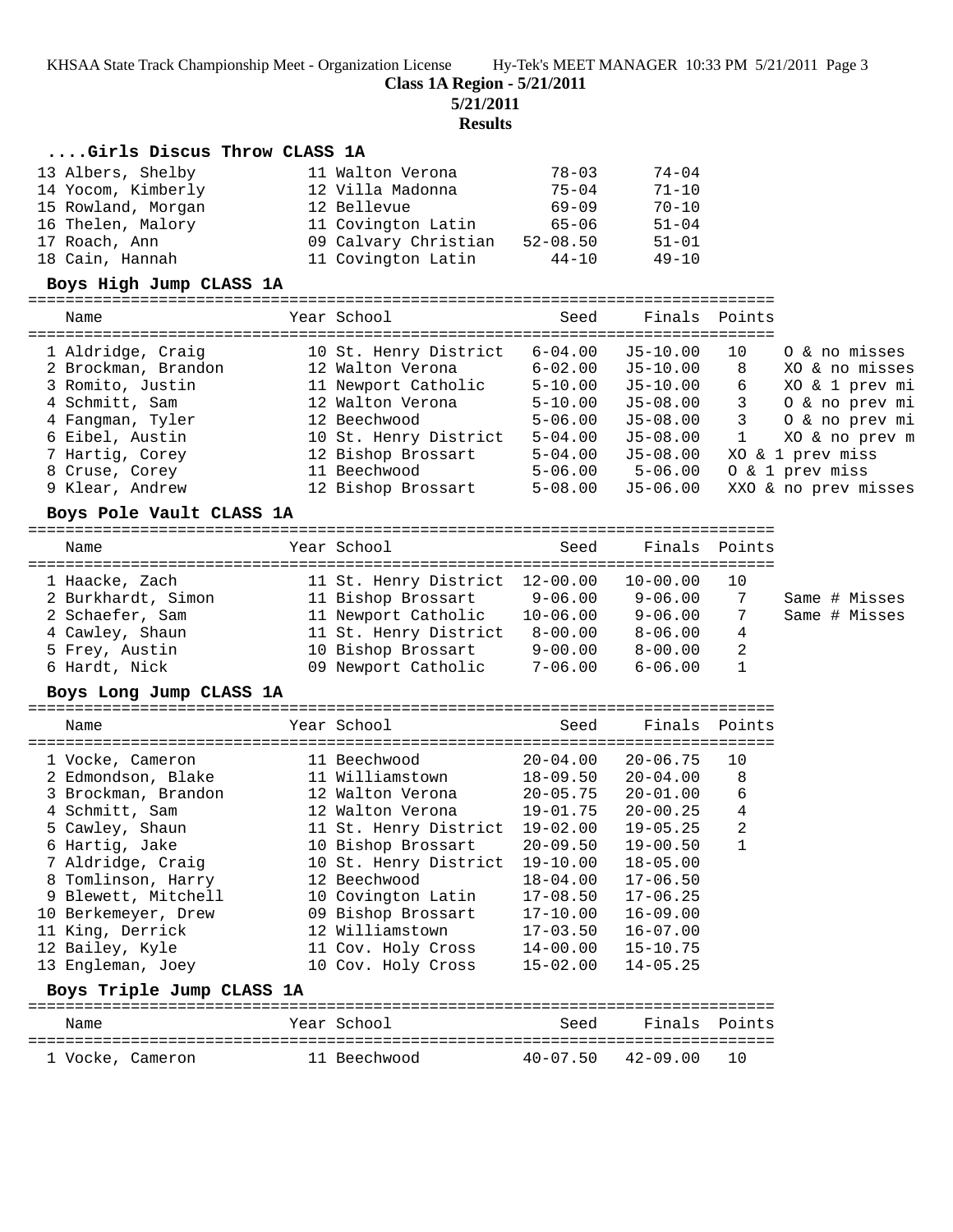**Class 1A Region - 5/21/2011**

**5/21/2011**

**Results**

### ....Girls Discus Throw CLASS 1A

| Name | Year | School | Seed | Finals |
|---|---|---|---|---|
| 13 Albers, Shelby | 11 | Walton Verona | 78-03 | 74-04 |
| 14 Yocom, Kimberly | 12 | Villa Madonna | 75-04 | 71-10 |
| 15 Rowland, Morgan | 12 | Bellevue | 69-09 | 70-10 |
| 16 Thelen, Malory | 11 | Covington Latin | 65-06 | 51-04 |
| 17 Roach, Ann | 09 | Calvary Christian | 52-08.50 | 51-01 |
| 18 Cain, Hannah | 11 | Covington Latin | 44-10 | 49-10 |

### Boys High Jump CLASS 1A

| Name | Year | School | Seed | Finals | Points | |
|---|---|---|---|---|---|---|
| 1 Aldridge, Craig | 10 | St. Henry District | 6-04.00 | J5-10.00 | 10 | O & no misses |
| 2 Brockman, Brandon | 12 | Walton Verona | 6-02.00 | J5-10.00 | 8 | XO & no misses |
| 3 Romito, Justin | 11 | Newport Catholic | 5-10.00 | J5-10.00 | 6 | XO & 1 prev mi |
| 4 Schmitt, Sam | 12 | Walton Verona | 5-10.00 | J5-08.00 | 3 | O & no prev mi |
| 4 Fangman, Tyler | 12 | Beechwood | 5-06.00 | J5-08.00 | 3 | O & no prev mi |
| 6 Eibel, Austin | 10 | St. Henry District | 5-04.00 | J5-08.00 | 1 | XO & no prev m |
| 7 Hartig, Corey | 12 | Bishop Brossart | 5-04.00 | J5-08.00 | | XO & 1 prev miss |
| 8 Cruse, Corey | 11 | Beechwood | 5-06.00 | 5-06.00 | | O & 1 prev miss |
| 9 Klear, Andrew | 12 | Bishop Brossart | 5-08.00 | J5-06.00 | | XXO & no prev misses |

### Boys Pole Vault CLASS 1A

| Name | Year | School | Seed | Finals | Points | |
|---|---|---|---|---|---|---|
| 1 Haacke, Zach | 11 | St. Henry District | 12-00.00 | 10-00.00 | 10 | |
| 2 Burkhardt, Simon | 11 | Bishop Brossart | 9-06.00 | 9-06.00 | 7 | Same # Misses |
| 2 Schaefer, Sam | 11 | Newport Catholic | 10-06.00 | 9-06.00 | 7 | Same # Misses |
| 4 Cawley, Shaun | 11 | St. Henry District | 8-00.00 | 8-06.00 | 4 | |
| 5 Frey, Austin | 10 | Bishop Brossart | 9-00.00 | 8-00.00 | 2 | |
| 6 Hardt, Nick | 09 | Newport Catholic | 7-06.00 | 6-06.00 | 1 | |

### Boys Long Jump CLASS 1A

| Name | Year | School | Seed | Finals | Points |
|---|---|---|---|---|---|
| 1 Vocke, Cameron | 11 | Beechwood | 20-04.00 | 20-06.75 | 10 |
| 2 Edmondson, Blake | 11 | Williamstown | 18-09.50 | 20-04.00 | 8 |
| 3 Brockman, Brandon | 12 | Walton Verona | 20-05.75 | 20-01.00 | 6 |
| 4 Schmitt, Sam | 12 | Walton Verona | 19-01.75 | 20-00.25 | 4 |
| 5 Cawley, Shaun | 11 | St. Henry District | 19-02.00 | 19-05.25 | 2 |
| 6 Hartig, Jake | 10 | Bishop Brossart | 20-09.50 | 19-00.50 | 1 |
| 7 Aldridge, Craig | 10 | St. Henry District | 19-10.00 | 18-05.00 | |
| 8 Tomlinson, Harry | 12 | Beechwood | 18-04.00 | 17-06.50 | |
| 9 Blewett, Mitchell | 10 | Covington Latin | 17-08.50 | 17-06.25 | |
| 10 Berkemeyer, Drew | 09 | Bishop Brossart | 17-10.00 | 16-09.00 | |
| 11 King, Derrick | 12 | Williamstown | 17-03.50 | 16-07.00 | |
| 12 Bailey, Kyle | 11 | Cov. Holy Cross | 14-00.00 | 15-10.75 | |
| 13 Engleman, Joey | 10 | Cov. Holy Cross | 15-02.00 | 14-05.25 | |

### Boys Triple Jump CLASS 1A

| Name | Year | School | Seed | Finals | Points |
|---|---|---|---|---|---|
| 1 Vocke, Cameron | 11 | Beechwood | 40-07.50 | 42-09.00 | 10 |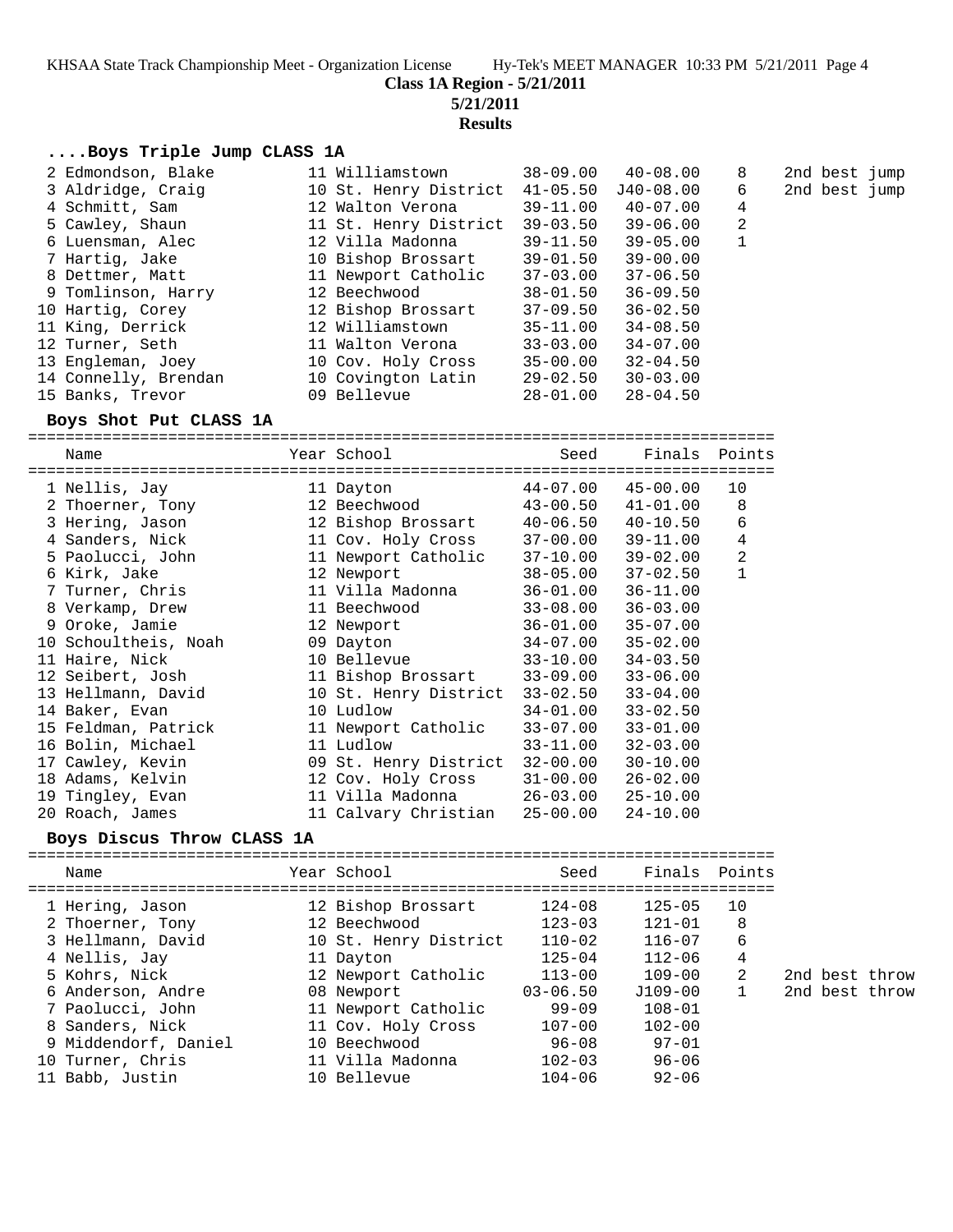**Class 1A Region - 5/21/2011**

**5/21/2011**

**Results**

### ....Boys Triple Jump CLASS 1A

| Name | Year | School | Seed | Finals | Points | |
|---|---|---|---|---|---|---|
| 2 Edmondson, Blake | 11 | Williamstown | 38-09.00 | 40-08.00 | 8 | 2nd best jump |
| 3 Aldridge, Craig | 10 | St. Henry District | 41-05.50 | J40-08.00 | 6 | 2nd best jump |
| 4 Schmitt, Sam | 12 | Walton Verona | 39-11.00 | 40-07.00 | 4 | |
| 5 Cawley, Shaun | 11 | St. Henry District | 39-03.50 | 39-06.00 | 2 | |
| 6 Luensman, Alec | 12 | Villa Madonna | 39-11.50 | 39-05.00 | 1 | |
| 7 Hartig, Jake | 10 | Bishop Brossart | 39-01.50 | 39-00.00 | | |
| 8 Dettmer, Matt | 11 | Newport Catholic | 37-03.00 | 37-06.50 | | |
| 9 Tomlinson, Harry | 12 | Beechwood | 38-01.50 | 36-09.50 | | |
| 10 Hartig, Corey | 12 | Bishop Brossart | 37-09.50 | 36-02.50 | | |
| 11 King, Derrick | 12 | Williamstown | 35-11.00 | 34-08.50 | | |
| 12 Turner, Seth | 11 | Walton Verona | 33-03.00 | 34-07.00 | | |
| 13 Engleman, Joey | 10 | Cov. Holy Cross | 35-00.00 | 32-04.50 | | |
| 14 Connelly, Brendan | 10 | Covington Latin | 29-02.50 | 30-03.00 | | |
| 15 Banks, Trevor | 09 | Bellevue | 28-01.00 | 28-04.50 | | |

### Boys Shot Put CLASS 1A

| Name | Year | School | Seed | Finals | Points |
|---|---|---|---|---|---|
| 1 Nellis, Jay | 11 | Dayton | 44-07.00 | 45-00.00 | 10 |
| 2 Thoerner, Tony | 12 | Beechwood | 43-00.50 | 41-01.00 | 8 |
| 3 Hering, Jason | 12 | Bishop Brossart | 40-06.50 | 40-10.50 | 6 |
| 4 Sanders, Nick | 11 | Cov. Holy Cross | 37-00.00 | 39-11.00 | 4 |
| 5 Paolucci, John | 11 | Newport Catholic | 37-10.00 | 39-02.00 | 2 |
| 6 Kirk, Jake | 12 | Newport | 38-05.00 | 37-02.50 | 1 |
| 7 Turner, Chris | 11 | Villa Madonna | 36-01.00 | 36-11.00 | |
| 8 Verkamp, Drew | 11 | Beechwood | 33-08.00 | 36-03.00 | |
| 9 Oroke, Jamie | 12 | Newport | 36-01.00 | 35-07.00 | |
| 10 Schoultheis, Noah | 09 | Dayton | 34-07.00 | 35-02.00 | |
| 11 Haire, Nick | 10 | Bellevue | 33-10.00 | 34-03.50 | |
| 12 Seibert, Josh | 11 | Bishop Brossart | 33-09.00 | 33-06.00 | |
| 13 Hellmann, David | 10 | St. Henry District | 33-02.50 | 33-04.00 | |
| 14 Baker, Evan | 10 | Ludlow | 34-01.00 | 33-02.50 | |
| 15 Feldman, Patrick | 11 | Newport Catholic | 33-07.00 | 33-01.00 | |
| 16 Bolin, Michael | 11 | Ludlow | 33-11.00 | 32-03.00 | |
| 17 Cawley, Kevin | 09 | St. Henry District | 32-00.00 | 30-10.00 | |
| 18 Adams, Kelvin | 12 | Cov. Holy Cross | 31-00.00 | 26-02.00 | |
| 19 Tingley, Evan | 11 | Villa Madonna | 26-03.00 | 25-10.00 | |
| 20 Roach, James | 11 | Calvary Christian | 25-00.00 | 24-10.00 | |

### Boys Discus Throw CLASS 1A

| Name | Year | School | Seed | Finals | Points | |
|---|---|---|---|---|---|---|
| 1 Hering, Jason | 12 | Bishop Brossart | 124-08 | 125-05 | 10 | |
| 2 Thoerner, Tony | 12 | Beechwood | 123-03 | 121-01 | 8 | |
| 3 Hellmann, David | 10 | St. Henry District | 110-02 | 116-07 | 6 | |
| 4 Nellis, Jay | 11 | Dayton | 125-04 | 112-06 | 4 | |
| 5 Kohrs, Nick | 12 | Newport Catholic | 113-00 | 109-00 | 2 | 2nd best throw |
| 6 Anderson, Andre | 08 | Newport | 03-06.50 | J109-00 | 1 | 2nd best throw |
| 7 Paolucci, John | 11 | Newport Catholic | 99-09 | 108-01 | | |
| 8 Sanders, Nick | 11 | Cov. Holy Cross | 107-00 | 102-00 | | |
| 9 Middendorf, Daniel | 10 | Beechwood | 96-08 | 97-01 | | |
| 10 Turner, Chris | 11 | Villa Madonna | 102-03 | 96-06 | | |
| 11 Babb, Justin | 10 | Bellevue | 104-06 | 92-06 | | |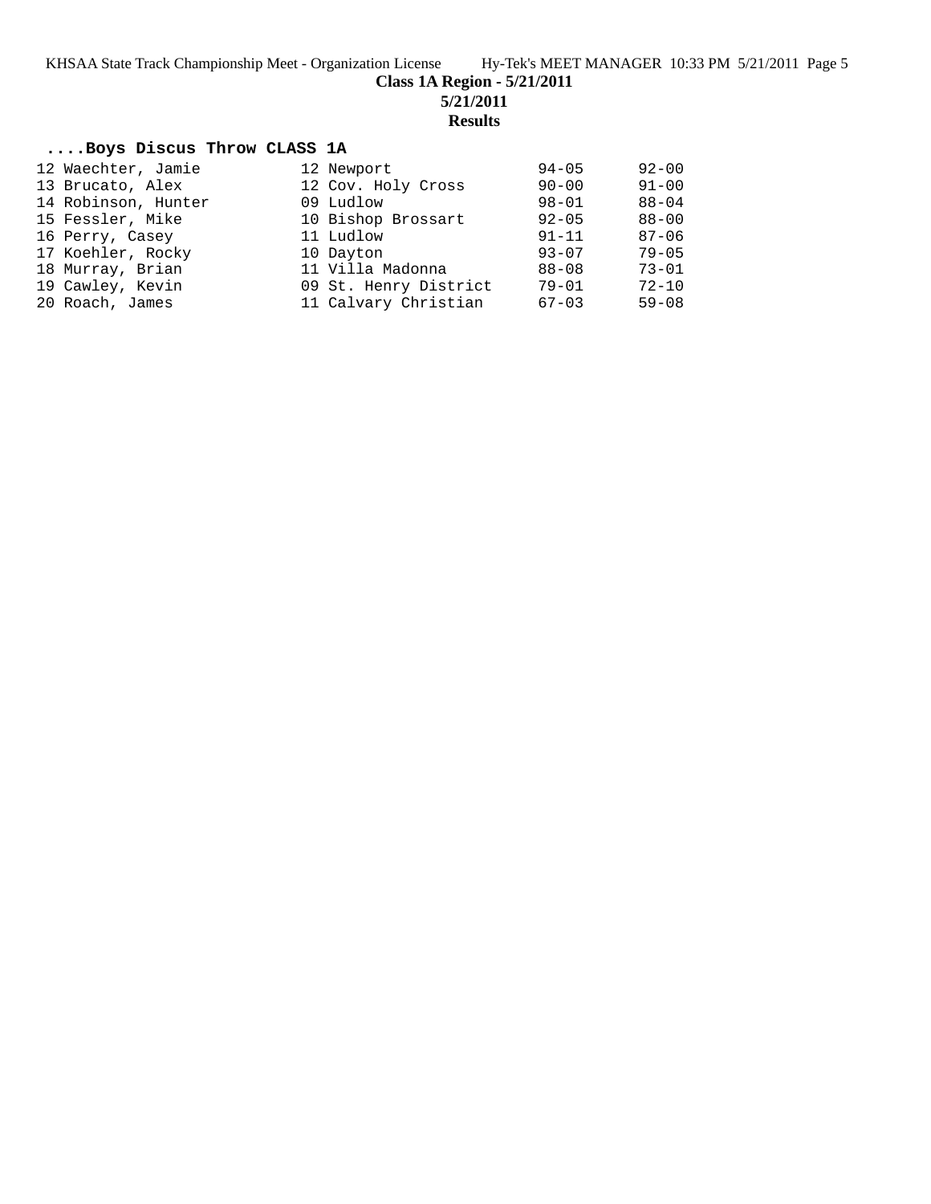**Class 1A Region - 5/21/2011**

**5/21/2011**

**Results**

### ....Boys Discus Throw CLASS 1A

| | | | | | |
|---|---|---|---|---|---|
| 12 | Waechter, Jamie | 12 | Newport | 94-05 | 92-00 |
| 13 | Brucato, Alex | 12 | Cov. Holy Cross | 90-00 | 91-00 |
| 14 | Robinson, Hunter | 09 | Ludlow | 98-01 | 88-04 |
| 15 | Fessler, Mike | 10 | Bishop Brossart | 92-05 | 88-00 |
| 16 | Perry, Casey | 11 | Ludlow | 91-11 | 87-06 |
| 17 | Koehler, Rocky | 10 | Dayton | 93-07 | 79-05 |
| 18 | Murray, Brian | 11 | Villa Madonna | 88-08 | 73-01 |
| 19 | Cawley, Kevin | 09 | St. Henry District | 79-01 | 72-10 |
| 20 | Roach, James | 11 | Calvary Christian | 67-03 | 59-08 |